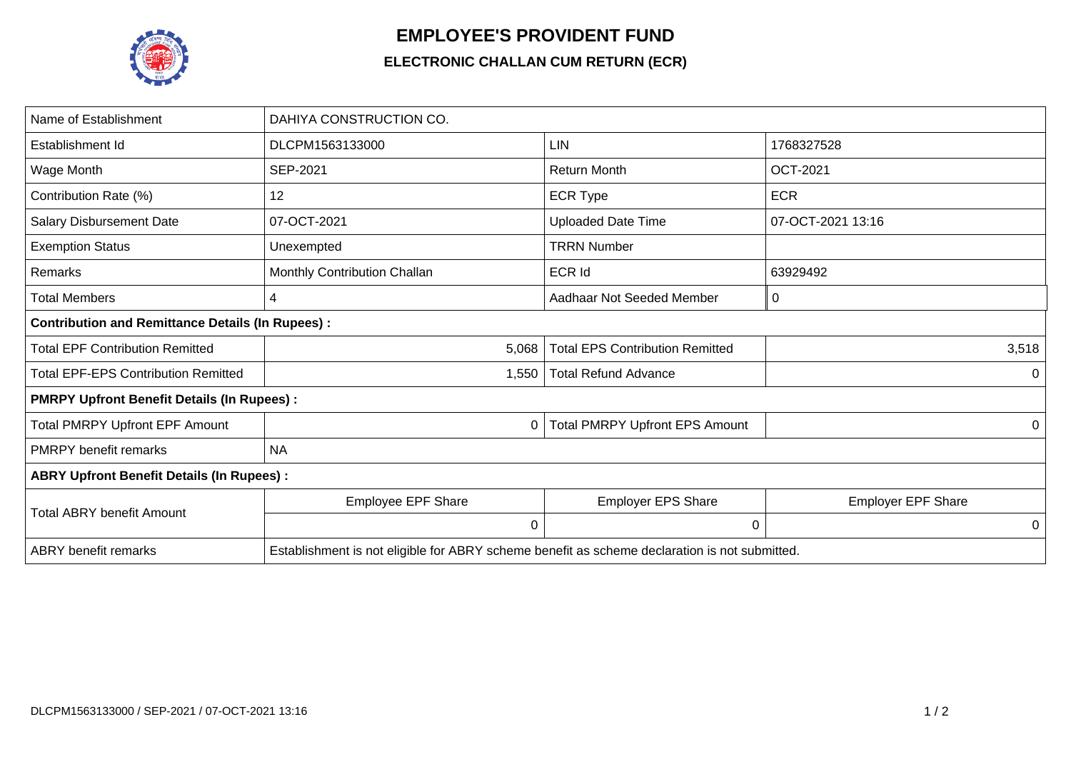# EMPLOYEE'S PROVIDENT FUND

## ELECTRONIC CHALLAN CUM RETURN (ECR)

| Name of Establishment | DAHIYA CONSTRUCTION CO. | | |
|---|---|---|---|
| Establishment Id | DLCPM1563133000 | LIN | 1768327528 |
| Wage Month | SEP-2021 | Return Month | OCT-2021 |
| Contribution Rate (%) | 12 | ECR Type | ECR |
| Salary Disbursement Date | 07-OCT-2021 | Uploaded Date Time | 07-OCT-2021 13:16 |
| Exemption Status | Unexempted | TRRN Number | |
| Remarks | Monthly Contribution Challan | ECR Id | 63929492 |
| Total Members | 4 | Aadhaar Not Seeded Member | 0 |
| **Contribution and Remittance Details (In Rupees) :** | | | |
| Total EPF Contribution Remitted | 5,068 | Total EPS Contribution Remitted | 3,518 |
| Total EPF-EPS Contribution Remitted | 1,550 | Total Refund Advance | 0 |
| **PMRPY Upfront Benefit Details (In Rupees) :** | | | |
| Total PMRPY Upfront EPF Amount | 0 | Total PMRPY Upfront EPS Amount | 0 |
| PMRPY benefit remarks | NA | | |
| **ABRY Upfront Benefit Details (In Rupees) :** | | | |
| Total ABRY benefit Amount | Employee EPF Share | Employer EPS Share | Employer EPF Share |
| | 0 | 0 | 0 |
| ABRY benefit remarks | Establishment is not eligible for ABRY scheme benefit as scheme declaration is not submitted. | | |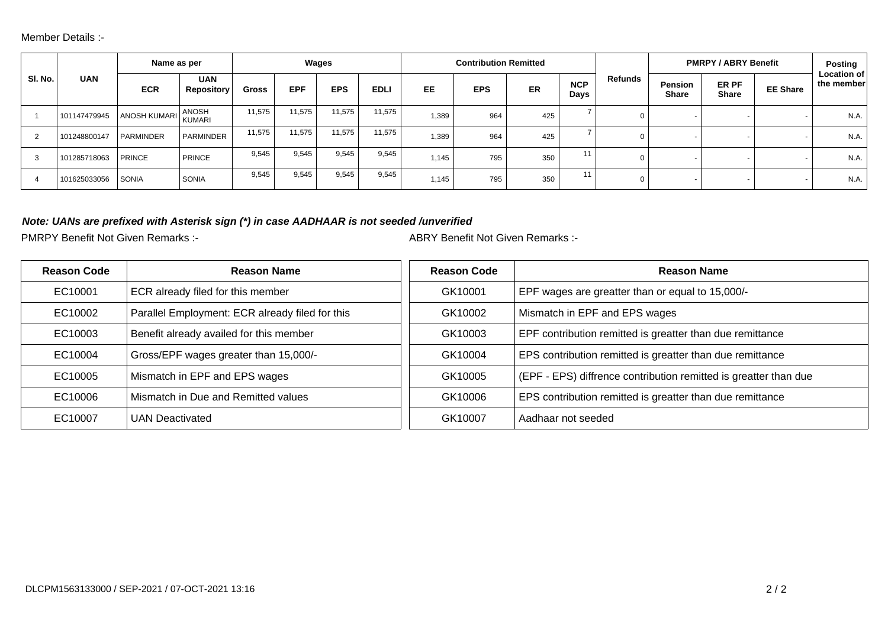Member Details :-

| Sl. No. | UAN | Name as per | | Wages | | | | Contribution Remitted | | | | Refunds | PMRPY / ABRY Benefit | | | Posting Location of the member |
|---|---|---|---|---|---|---|---|---|---|---|---|---|---|---|---|---|
| | | ECR | UAN Repository | Gross | EPF | EPS | EDLI | EE | EPS | ER | NCP Days | | Pension Share | ER PF Share | EE Share | |
| 1 | 101147479945 | ANOSH KUMARI | ANOSH KUMARI | 11,575 | 11,575 | 11,575 | 11,575 | 1,389 | 964 | 425 | 7 | 0 | - | - | - | N.A. |
| 2 | 101248800147 | PARMINDER | PARMINDER | 11,575 | 11,575 | 11,575 | 11,575 | 1,389 | 964 | 425 | 7 | 0 | - | - | - | N.A. |
| 3 | 101285718063 | PRINCE | PRINCE | 9,545 | 9,545 | 9,545 | 9,545 | 1,145 | 795 | 350 | 11 | 0 | - | - | - | N.A. |
| 4 | 101625033056 | SONIA | SONIA | 9,545 | 9,545 | 9,545 | 9,545 | 1,145 | 795 | 350 | 11 | 0 | - | - | - | N.A. |

***Note: UANs are prefixed with Asterisk sign (*) in case AADHAAR is not seeded /unverified***

PMRPY Benefit Not Given Remarks :-

| Reason Code | Reason Name |
|---|---|
| EC10001 | ECR already filed for this member |
| EC10002 | Parallel Employment: ECR already filed for this |
| EC10003 | Benefit already availed for this member |
| EC10004 | Gross/EPF wages greater than 15,000/- |
| EC10005 | Mismatch in EPF and EPS wages |
| EC10006 | Mismatch in Due and Remitted values |
| EC10007 | UAN Deactivated |

ABRY Benefit Not Given Remarks :-

| Reason Code | Reason Name |
|---|---|
| GK10001 | EPF wages are greatter than or equal to 15,000/- |
| GK10002 | Mismatch in EPF and EPS wages |
| GK10003 | EPF contribution remitted is greatter than due remittance |
| GK10004 | EPS contribution remitted is greatter than due remittance |
| GK10005 | (EPF - EPS) diffrence contribution remitted is greatter than due |
| GK10006 | EPS contribution remitted is greatter than due remittance |
| GK10007 | Aadhaar not seeded |

DLCPM1563133000 / SEP-2021 / 07-OCT-2021 13:16